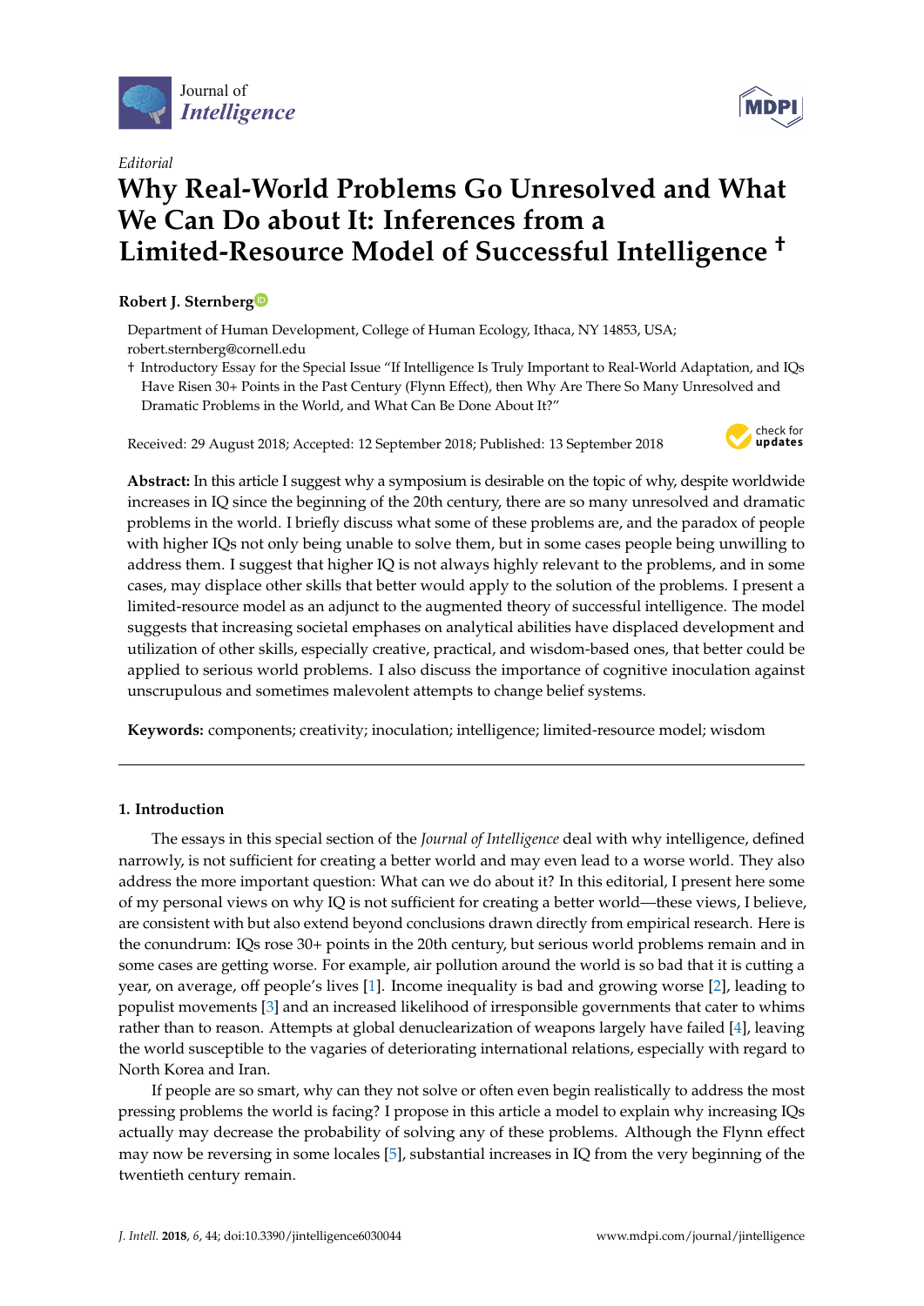Journal of *Intelligence*

*Editorial*

# Why Real-World Problems Go Unresolved and What We Can Do about It: Inferences from a Limited-Resource Model of Successful Intelligence †

**Robert J. Sternberg**

Department of Human Development, College of Human Ecology, Ithaca, NY 14853, USA; robert.sternberg@cornell.edu

† Introductory Essay for the Special Issue "If Intelligence Is Truly Important to Real-World Adaptation, and IQs Have Risen 30+ Points in the Past Century (Flynn Effect), then Why Are There So Many Unresolved and Dramatic Problems in the World, and What Can Be Done About It?"

Received: 29 August 2018; Accepted: 12 September 2018; Published: 13 September 2018

**Abstract:** In this article I suggest why a symposium is desirable on the topic of why, despite worldwide increases in IQ since the beginning of the 20th century, there are so many unresolved and dramatic problems in the world. I briefly discuss what some of these problems are, and the paradox of people with higher IQs not only being unable to solve them, but in some cases people being unwilling to address them. I suggest that higher IQ is not always highly relevant to the problems, and in some cases, may displace other skills that better would apply to the solution of the problems. I present a limited-resource model as an adjunct to the augmented theory of successful intelligence. The model suggests that increasing societal emphases on analytical abilities have displaced development and utilization of other skills, especially creative, practical, and wisdom-based ones, that better could be applied to serious world problems. I also discuss the importance of cognitive inoculation against unscrupulous and sometimes malevolent attempts to change belief systems.

**Keywords:** components; creativity; inoculation; intelligence; limited-resource model; wisdom

---

## 1. Introduction

The essays in this special section of the *Journal of Intelligence* deal with why intelligence, defined narrowly, is not sufficient for creating a better world and may even lead to a worse world. They also address the more important question: What can we do about it? In this editorial, I present here some of my personal views on why IQ is not sufficient for creating a better world—these views, I believe, are consistent with but also extend beyond conclusions drawn directly from empirical research. Here is the conundrum: IQs rose 30+ points in the 20th century, but serious world problems remain and in some cases are getting worse. For example, air pollution around the world is so bad that it is cutting a year, on average, off people's lives [1]. Income inequality is bad and growing worse [2], leading to populist movements [3] and an increased likelihood of irresponsible governments that cater to whims rather than to reason. Attempts at global denuclearization of weapons largely have failed [4], leaving the world susceptible to the vagaries of deteriorating international relations, especially with regard to North Korea and Iran.

If people are so smart, why can they not solve or often even begin realistically to address the most pressing problems the world is facing? I propose in this article a model to explain why increasing IQs actually may decrease the probability of solving any of these problems. Although the Flynn effect may now be reversing in some locales [5], substantial increases in IQ from the very beginning of the twentieth century remain.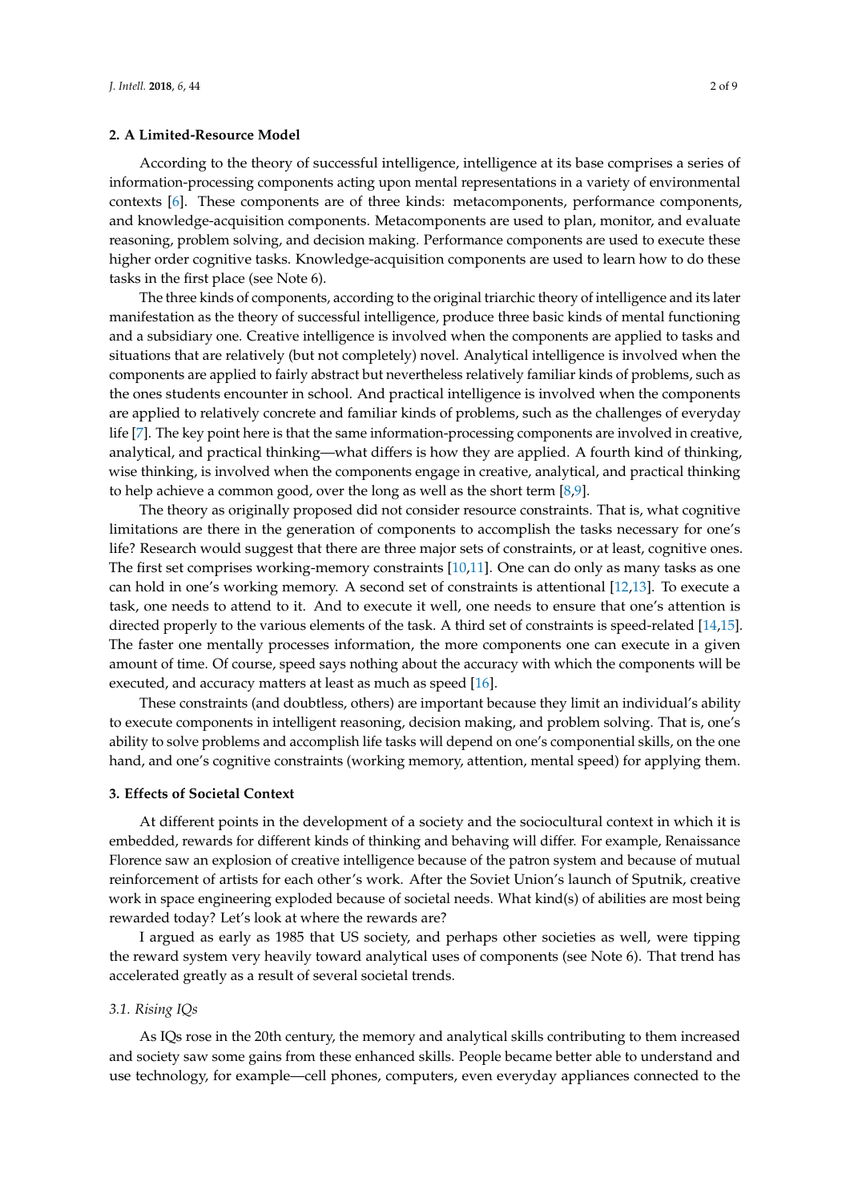## 2. A Limited-Resource Model

According to the theory of successful intelligence, intelligence at its base comprises a series of information-processing components acting upon mental representations in a variety of environmental contexts [6]. These components are of three kinds: metacomponents, performance components, and knowledge-acquisition components. Metacomponents are used to plan, monitor, and evaluate reasoning, problem solving, and decision making. Performance components are used to execute these higher order cognitive tasks. Knowledge-acquisition components are used to learn how to do these tasks in the first place (see Note 6).

The three kinds of components, according to the original triarchic theory of intelligence and its later manifestation as the theory of successful intelligence, produce three basic kinds of mental functioning and a subsidiary one. Creative intelligence is involved when the components are applied to tasks and situations that are relatively (but not completely) novel. Analytical intelligence is involved when the components are applied to fairly abstract but nevertheless relatively familiar kinds of problems, such as the ones students encounter in school. And practical intelligence is involved when the components are applied to relatively concrete and familiar kinds of problems, such as the challenges of everyday life [7]. The key point here is that the same information-processing components are involved in creative, analytical, and practical thinking—what differs is how they are applied. A fourth kind of thinking, wise thinking, is involved when the components engage in creative, analytical, and practical thinking to help achieve a common good, over the long as well as the short term [8,9].

The theory as originally proposed did not consider resource constraints. That is, what cognitive limitations are there in the generation of components to accomplish the tasks necessary for one's life? Research would suggest that there are three major sets of constraints, or at least, cognitive ones. The first set comprises working-memory constraints [10,11]. One can do only as many tasks as one can hold in one's working memory. A second set of constraints is attentional [12,13]. To execute a task, one needs to attend to it. And to execute it well, one needs to ensure that one's attention is directed properly to the various elements of the task. A third set of constraints is speed-related [14,15]. The faster one mentally processes information, the more components one can execute in a given amount of time. Of course, speed says nothing about the accuracy with which the components will be executed, and accuracy matters at least as much as speed [16].

These constraints (and doubtless, others) are important because they limit an individual's ability to execute components in intelligent reasoning, decision making, and problem solving. That is, one's ability to solve problems and accomplish life tasks will depend on one's componential skills, on the one hand, and one's cognitive constraints (working memory, attention, mental speed) for applying them.

## 3. Effects of Societal Context

At different points in the development of a society and the sociocultural context in which it is embedded, rewards for different kinds of thinking and behaving will differ. For example, Renaissance Florence saw an explosion of creative intelligence because of the patron system and because of mutual reinforcement of artists for each other's work. After the Soviet Union's launch of Sputnik, creative work in space engineering exploded because of societal needs. What kind(s) of abilities are most being rewarded today? Let's look at where the rewards are?

I argued as early as 1985 that US society, and perhaps other societies as well, were tipping the reward system very heavily toward analytical uses of components (see Note 6). That trend has accelerated greatly as a result of several societal trends.

### *3.1. Rising IQs*

As IQs rose in the 20th century, the memory and analytical skills contributing to them increased and society saw some gains from these enhanced skills. People became better able to understand and use technology, for example—cell phones, computers, even everyday appliances connected to the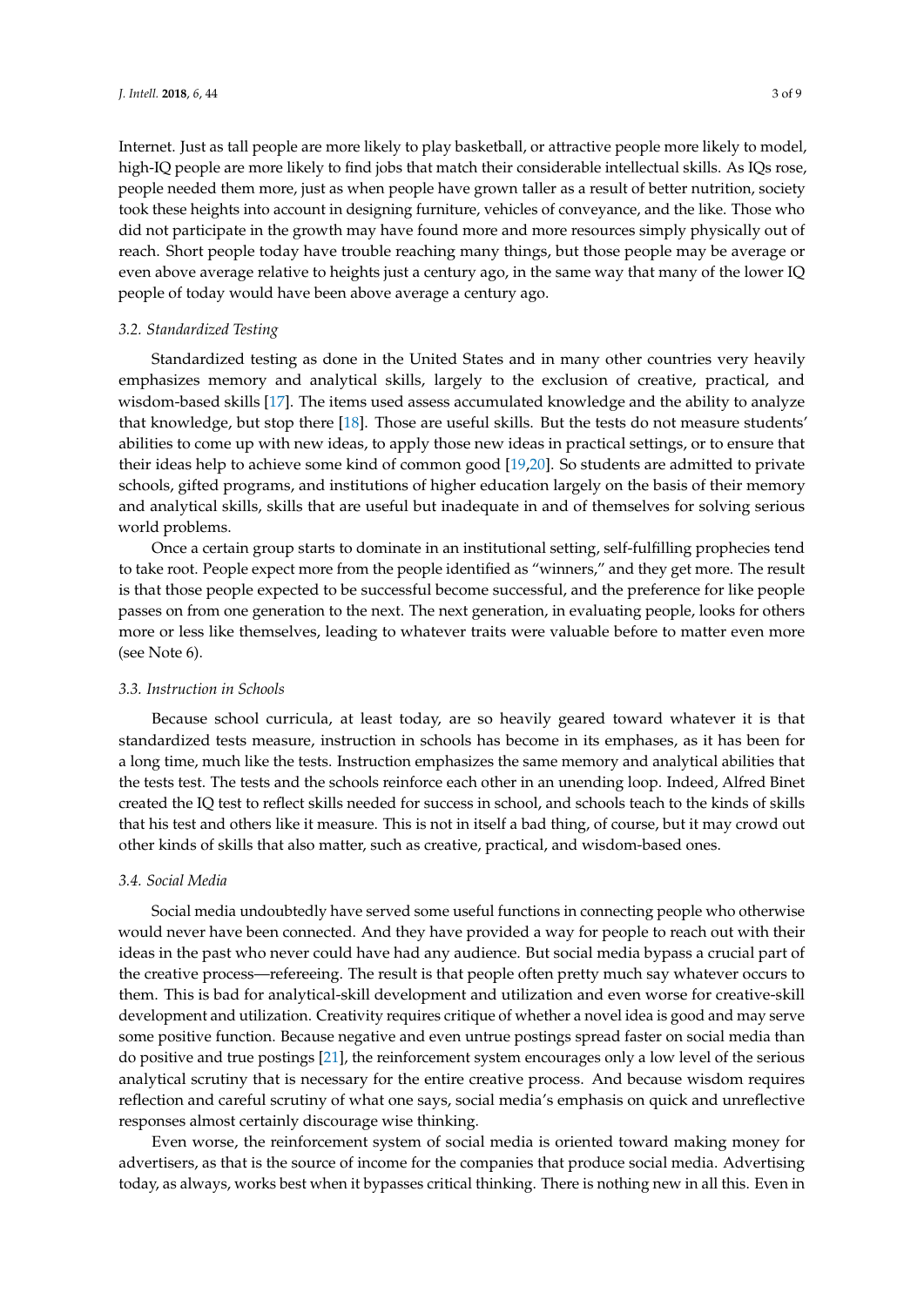Internet. Just as tall people are more likely to play basketball, or attractive people more likely to model, high-IQ people are more likely to find jobs that match their considerable intellectual skills. As IQs rose, people needed them more, just as when people have grown taller as a result of better nutrition, society took these heights into account in designing furniture, vehicles of conveyance, and the like. Those who did not participate in the growth may have found more and more resources simply physically out of reach. Short people today have trouble reaching many things, but those people may be average or even above average relative to heights just a century ago, in the same way that many of the lower IQ people of today would have been above average a century ago.

### *3.2. Standardized Testing*

Standardized testing as done in the United States and in many other countries very heavily emphasizes memory and analytical skills, largely to the exclusion of creative, practical, and wisdom-based skills [17]. The items used assess accumulated knowledge and the ability to analyze that knowledge, but stop there [18]. Those are useful skills. But the tests do not measure students' abilities to come up with new ideas, to apply those new ideas in practical settings, or to ensure that their ideas help to achieve some kind of common good [19,20]. So students are admitted to private schools, gifted programs, and institutions of higher education largely on the basis of their memory and analytical skills, skills that are useful but inadequate in and of themselves for solving serious world problems.

Once a certain group starts to dominate in an institutional setting, self-fulfilling prophecies tend to take root. People expect more from the people identified as "winners," and they get more. The result is that those people expected to be successful become successful, and the preference for like people passes on from one generation to the next. The next generation, in evaluating people, looks for others more or less like themselves, leading to whatever traits were valuable before to matter even more (see Note 6).

### *3.3. Instruction in Schools*

Because school curricula, at least today, are so heavily geared toward whatever it is that standardized tests measure, instruction in schools has become in its emphases, as it has been for a long time, much like the tests. Instruction emphasizes the same memory and analytical abilities that the tests test. The tests and the schools reinforce each other in an unending loop. Indeed, Alfred Binet created the IQ test to reflect skills needed for success in school, and schools teach to the kinds of skills that his test and others like it measure. This is not in itself a bad thing, of course, but it may crowd out other kinds of skills that also matter, such as creative, practical, and wisdom-based ones.

### *3.4. Social Media*

Social media undoubtedly have served some useful functions in connecting people who otherwise would never have been connected. And they have provided a way for people to reach out with their ideas in the past who never could have had any audience. But social media bypass a crucial part of the creative process—refereeing. The result is that people often pretty much say whatever occurs to them. This is bad for analytical-skill development and utilization and even worse for creative-skill development and utilization. Creativity requires critique of whether a novel idea is good and may serve some positive function. Because negative and even untrue postings spread faster on social media than do positive and true postings [21], the reinforcement system encourages only a low level of the serious analytical scrutiny that is necessary for the entire creative process. And because wisdom requires reflection and careful scrutiny of what one says, social media's emphasis on quick and unreflective responses almost certainly discourage wise thinking.

Even worse, the reinforcement system of social media is oriented toward making money for advertisers, as that is the source of income for the companies that produce social media. Advertising today, as always, works best when it bypasses critical thinking. There is nothing new in all this. Even in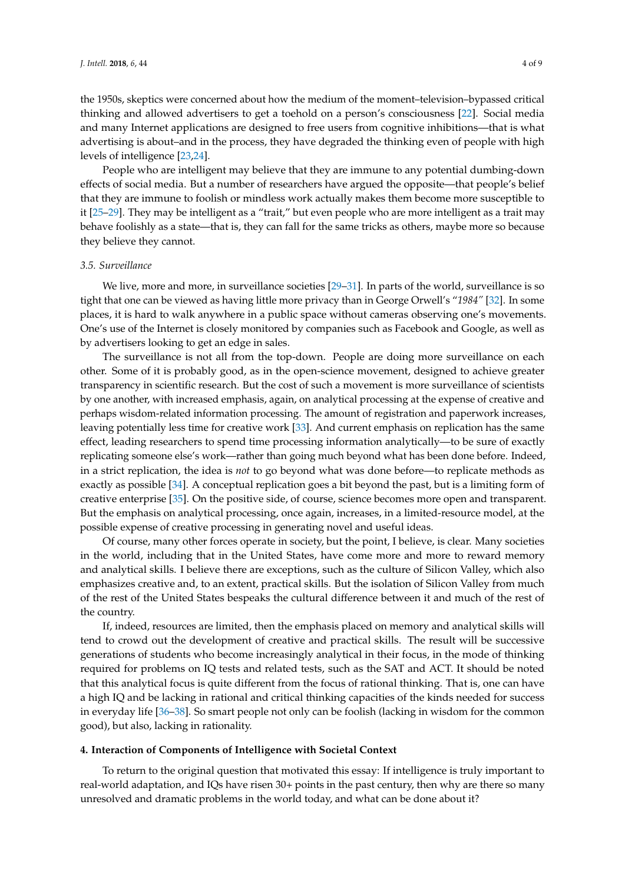the 1950s, skeptics were concerned about how the medium of the moment–television–bypassed critical thinking and allowed advertisers to get a toehold on a person's consciousness [22]. Social media and many Internet applications are designed to free users from cognitive inhibitions—that is what advertising is about–and in the process, they have degraded the thinking even of people with high levels of intelligence [23,24].

People who are intelligent may believe that they are immune to any potential dumbing-down effects of social media. But a number of researchers have argued the opposite—that people's belief that they are immune to foolish or mindless work actually makes them become more susceptible to it [25–29]. They may be intelligent as a "trait," but even people who are more intelligent as a trait may behave foolishly as a state—that is, they can fall for the same tricks as others, maybe more so because they believe they cannot.

### *3.5. Surveillance*

We live, more and more, in surveillance societies [29–31]. In parts of the world, surveillance is so tight that one can be viewed as having little more privacy than in George Orwell's "*1984*" [32]. In some places, it is hard to walk anywhere in a public space without cameras observing one's movements. One's use of the Internet is closely monitored by companies such as Facebook and Google, as well as by advertisers looking to get an edge in sales.

The surveillance is not all from the top-down. People are doing more surveillance on each other. Some of it is probably good, as in the open-science movement, designed to achieve greater transparency in scientific research. But the cost of such a movement is more surveillance of scientists by one another, with increased emphasis, again, on analytical processing at the expense of creative and perhaps wisdom-related information processing. The amount of registration and paperwork increases, leaving potentially less time for creative work [33]. And current emphasis on replication has the same effect, leading researchers to spend time processing information analytically—to be sure of exactly replicating someone else's work—rather than going much beyond what has been done before. Indeed, in a strict replication, the idea is *not* to go beyond what was done before—to replicate methods as exactly as possible [34]. A conceptual replication goes a bit beyond the past, but is a limiting form of creative enterprise [35]. On the positive side, of course, science becomes more open and transparent. But the emphasis on analytical processing, once again, increases, in a limited-resource model, at the possible expense of creative processing in generating novel and useful ideas.

Of course, many other forces operate in society, but the point, I believe, is clear. Many societies in the world, including that in the United States, have come more and more to reward memory and analytical skills. I believe there are exceptions, such as the culture of Silicon Valley, which also emphasizes creative and, to an extent, practical skills. But the isolation of Silicon Valley from much of the rest of the United States bespeaks the cultural difference between it and much of the rest of the country.

If, indeed, resources are limited, then the emphasis placed on memory and analytical skills will tend to crowd out the development of creative and practical skills. The result will be successive generations of students who become increasingly analytical in their focus, in the mode of thinking required for problems on IQ tests and related tests, such as the SAT and ACT. It should be noted that this analytical focus is quite different from the focus of rational thinking. That is, one can have a high IQ and be lacking in rational and critical thinking capacities of the kinds needed for success in everyday life [36–38]. So smart people not only can be foolish (lacking in wisdom for the common good), but also, lacking in rationality.

## **4. Interaction of Components of Intelligence with Societal Context**

To return to the original question that motivated this essay: If intelligence is truly important to real-world adaptation, and IQs have risen 30+ points in the past century, then why are there so many unresolved and dramatic problems in the world today, and what can be done about it?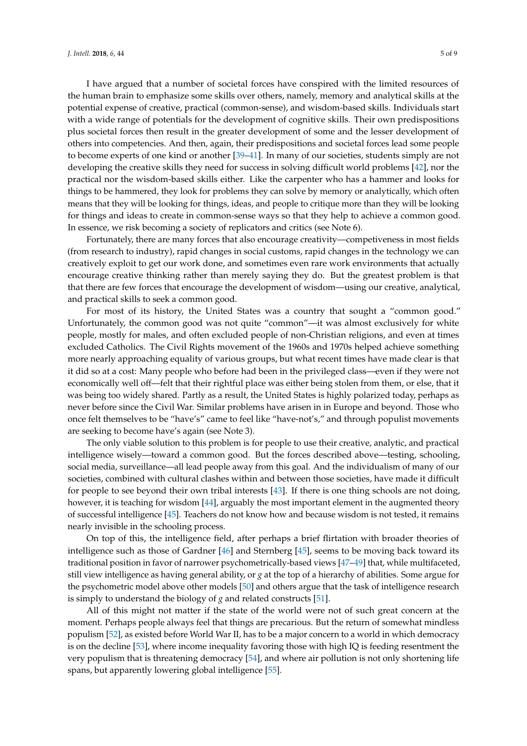I have argued that a number of societal forces have conspired with the limited resources of the human brain to emphasize some skills over others, namely, memory and analytical skills at the potential expense of creative, practical (common-sense), and wisdom-based skills. Individuals start with a wide range of potentials for the development of cognitive skills. Their own predispositions plus societal forces then result in the greater development of some and the lesser development of others into competencies. And then, again, their predispositions and societal forces lead some people to become experts of one kind or another [39–41]. In many of our societies, students simply are not developing the creative skills they need for success in solving difficult world problems [42], nor the practical nor the wisdom-based skills either. Like the carpenter who has a hammer and looks for things to be hammered, they look for problems they can solve by memory or analytically, which often means that they will be looking for things, ideas, and people to critique more than they will be looking for things and ideas to create in common-sense ways so that they help to achieve a common good. In essence, we risk becoming a society of replicators and critics (see Note 6).

Fortunately, there are many forces that also encourage creativity—competiveness in most fields (from research to industry), rapid changes in social customs, rapid changes in the technology we can creatively exploit to get our work done, and sometimes even rare work environments that actually encourage creative thinking rather than merely saying they do. But the greatest problem is that that there are few forces that encourage the development of wisdom—using our creative, analytical, and practical skills to seek a common good.

For most of its history, the United States was a country that sought a "common good." Unfortunately, the common good was not quite "common"—it was almost exclusively for white people, mostly for males, and often excluded people of non-Christian religions, and even at times excluded Catholics. The Civil Rights movement of the 1960s and 1970s helped achieve something more nearly approaching equality of various groups, but what recent times have made clear is that it did so at a cost: Many people who before had been in the privileged class—even if they were not economically well off—felt that their rightful place was either being stolen from them, or else, that it was being too widely shared. Partly as a result, the United States is highly polarized today, perhaps as never before since the Civil War. Similar problems have arisen in in Europe and beyond. Those who once felt themselves to be "have's" came to feel like "have-not's," and through populist movements are seeking to become have's again (see Note 3).

The only viable solution to this problem is for people to use their creative, analytic, and practical intelligence wisely—toward a common good. But the forces described above—testing, schooling, social media, surveillance—all lead people away from this goal. And the individualism of many of our societies, combined with cultural clashes within and between those societies, have made it difficult for people to see beyond their own tribal interests [43]. If there is one thing schools are not doing, however, it is teaching for wisdom [44], arguably the most important element in the augmented theory of successful intelligence [45]. Teachers do not know how and because wisdom is not tested, it remains nearly invisible in the schooling process.

On top of this, the intelligence field, after perhaps a brief flirtation with broader theories of intelligence such as those of Gardner [46] and Sternberg [45], seems to be moving back toward its traditional position in favor of narrower psychometrically-based views [47–49] that, while multifaceted, still view intelligence as having general ability, or *g* at the top of a hierarchy of abilities. Some argue for the psychometric model above other models [50] and others argue that the task of intelligence research is simply to understand the biology of *g* and related constructs [51].

All of this might not matter if the state of the world were not of such great concern at the moment. Perhaps people always feel that things are precarious. But the return of somewhat mindless populism [52], as existed before World War II, has to be a major concern to a world in which democracy is on the decline [53], where income inequality favoring those with high IQ is feeding resentment the very populism that is threatening democracy [54], and where air pollution is not only shortening life spans, but apparently lowering global intelligence [55].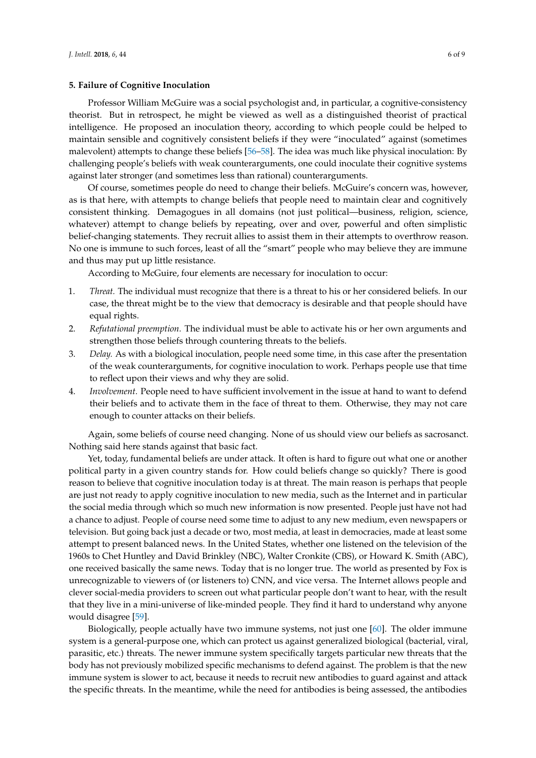## 5. Failure of Cognitive Inoculation

Professor William McGuire was a social psychologist and, in particular, a cognitive-consistency theorist. But in retrospect, he might be viewed as well as a distinguished theorist of practical intelligence. He proposed an inoculation theory, according to which people could be helped to maintain sensible and cognitively consistent beliefs if they were "inoculated" against (sometimes malevolent) attempts to change these beliefs [56–58]. The idea was much like physical inoculation: By challenging people's beliefs with weak counterarguments, one could inoculate their cognitive systems against later stronger (and sometimes less than rational) counterarguments.

Of course, sometimes people do need to change their beliefs. McGuire's concern was, however, as is that here, with attempts to change beliefs that people need to maintain clear and cognitively consistent thinking. Demagogues in all domains (not just political—business, religion, science, whatever) attempt to change beliefs by repeating, over and over, powerful and often simplistic belief-changing statements. They recruit allies to assist them in their attempts to overthrow reason. No one is immune to such forces, least of all the "smart" people who may believe they are immune and thus may put up little resistance.

According to McGuire, four elements are necessary for inoculation to occur:

1. *Threat.* The individual must recognize that there is a threat to his or her considered beliefs. In our case, the threat might be to the view that democracy is desirable and that people should have equal rights.
2. *Refutational preemption.* The individual must be able to activate his or her own arguments and strengthen those beliefs through countering threats to the beliefs.
3. *Delay.* As with a biological inoculation, people need some time, in this case after the presentation of the weak counterarguments, for cognitive inoculation to work. Perhaps people use that time to reflect upon their views and why they are solid.
4. *Involvement.* People need to have sufficient involvement in the issue at hand to want to defend their beliefs and to activate them in the face of threat to them. Otherwise, they may not care enough to counter attacks on their beliefs.

Again, some beliefs of course need changing. None of us should view our beliefs as sacrosanct. Nothing said here stands against that basic fact.

Yet, today, fundamental beliefs are under attack. It often is hard to figure out what one or another political party in a given country stands for. How could beliefs change so quickly? There is good reason to believe that cognitive inoculation today is at threat. The main reason is perhaps that people are just not ready to apply cognitive inoculation to new media, such as the Internet and in particular the social media through which so much new information is now presented. People just have not had a chance to adjust. People of course need some time to adjust to any new medium, even newspapers or television. But going back just a decade or two, most media, at least in democracies, made at least some attempt to present balanced news. In the United States, whether one listened on the television of the 1960s to Chet Huntley and David Brinkley (NBC), Walter Cronkite (CBS), or Howard K. Smith (ABC), one received basically the same news. Today that is no longer true. The world as presented by Fox is unrecognizable to viewers of (or listeners to) CNN, and vice versa. The Internet allows people and clever social-media providers to screen out what particular people don't want to hear, with the result that they live in a mini-universe of like-minded people. They find it hard to understand why anyone would disagree [59].

Biologically, people actually have two immune systems, not just one [60]. The older immune system is a general-purpose one, which can protect us against generalized biological (bacterial, viral, parasitic, etc.) threats. The newer immune system specifically targets particular new threats that the body has not previously mobilized specific mechanisms to defend against. The problem is that the new immune system is slower to act, because it needs to recruit new antibodies to guard against and attack the specific threats. In the meantime, while the need for antibodies is being assessed, the antibodies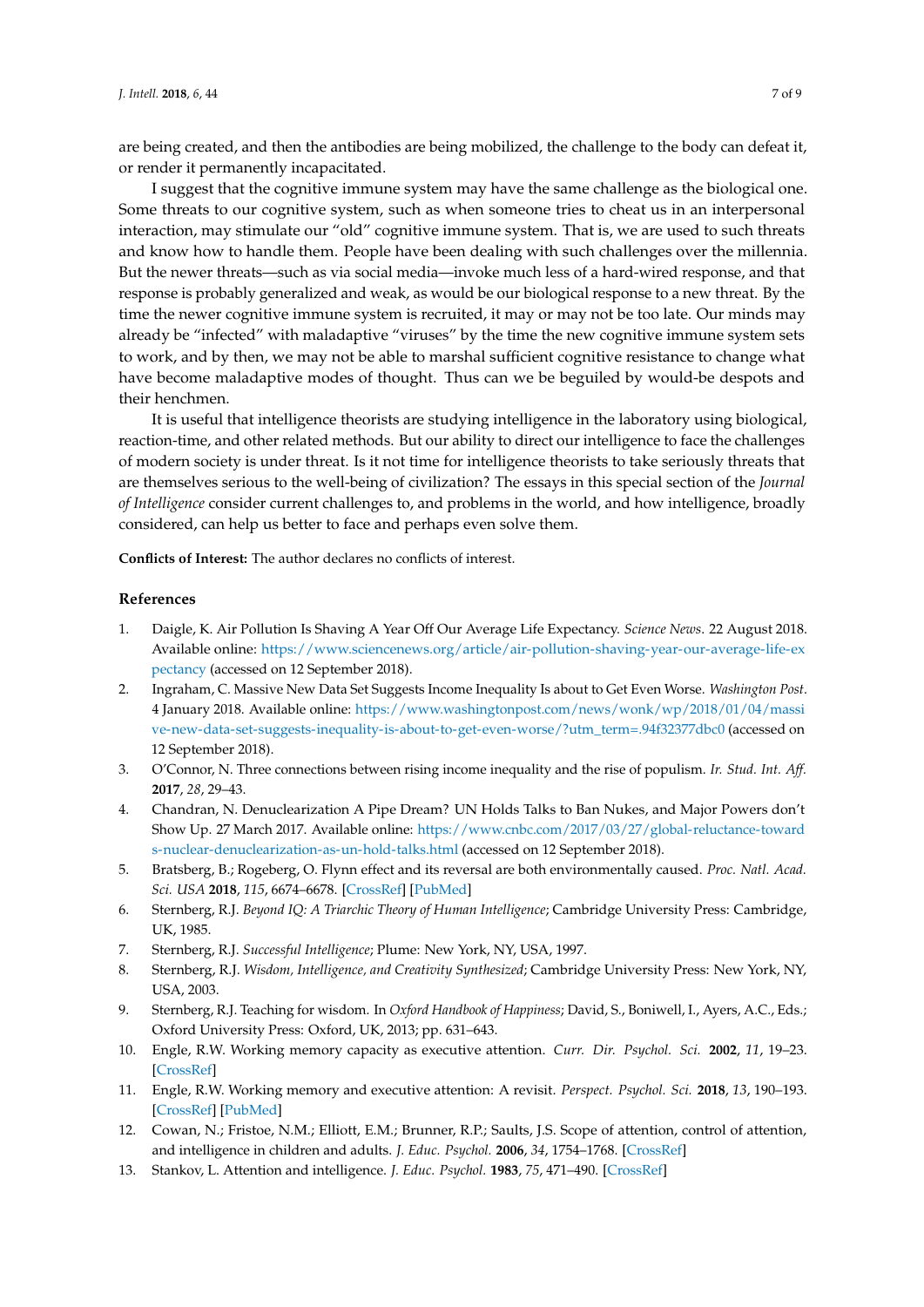are being created, and then the antibodies are being mobilized, the challenge to the body can defeat it, or render it permanently incapacitated.

I suggest that the cognitive immune system may have the same challenge as the biological one. Some threats to our cognitive system, such as when someone tries to cheat us in an interpersonal interaction, may stimulate our "old" cognitive immune system. That is, we are used to such threats and know how to handle them. People have been dealing with such challenges over the millennia. But the newer threats—such as via social media—invoke much less of a hard-wired response, and that response is probably generalized and weak, as would be our biological response to a new threat. By the time the newer cognitive immune system is recruited, it may or may not be too late. Our minds may already be "infected" with maladaptive "viruses" by the time the new cognitive immune system sets to work, and by then, we may not be able to marshal sufficient cognitive resistance to change what have become maladaptive modes of thought. Thus can we be beguiled by would-be despots and their henchmen.

It is useful that intelligence theorists are studying intelligence in the laboratory using biological, reaction-time, and other related methods. But our ability to direct our intelligence to face the challenges of modern society is under threat. Is it not time for intelligence theorists to take seriously threats that are themselves serious to the well-being of civilization? The essays in this special section of the *Journal of Intelligence* consider current challenges to, and problems in the world, and how intelligence, broadly considered, can help us better to face and perhaps even solve them.

**Conflicts of Interest:** The author declares no conflicts of interest.

## References

1. Daigle, K. Air Pollution Is Shaving A Year Off Our Average Life Expectancy. *Science News*. 22 August 2018. Available online: https://www.sciencenews.org/article/air-pollution-shaving-year-our-average-life-expectancy (accessed on 12 September 2018).
2. Ingraham, C. Massive New Data Set Suggests Income Inequality Is about to Get Even Worse. *Washington Post*. 4 January 2018. Available online: https://www.washingtonpost.com/news/wonk/wp/2018/01/04/massive-new-data-set-suggests-inequality-is-about-to-get-even-worse/?utm_term=.94f32377dbc0 (accessed on 12 September 2018).
3. O'Connor, N. Three connections between rising income inequality and the rise of populism. *Ir. Stud. Int. Aff.* **2017**, *28*, 29–43.
4. Chandran, N. Denuclearization A Pipe Dream? UN Holds Talks to Ban Nukes, and Major Powers don't Show Up. 27 March 2017. Available online: https://www.cnbc.com/2017/03/27/global-reluctance-towards-nuclear-denuclearization-as-un-hold-talks.html (accessed on 12 September 2018).
5. Bratsberg, B.; Rogeberg, O. Flynn effect and its reversal are both environmentally caused. *Proc. Natl. Acad. Sci. USA* **2018**, *115*, 6674–6678. [CrossRef] [PubMed]
6. Sternberg, R.J. *Beyond IQ: A Triarchic Theory of Human Intelligence*; Cambridge University Press: Cambridge, UK, 1985.
7. Sternberg, R.J. *Successful Intelligence*; Plume: New York, NY, USA, 1997.
8. Sternberg, R.J. *Wisdom, Intelligence, and Creativity Synthesized*; Cambridge University Press: New York, NY, USA, 2003.
9. Sternberg, R.J. Teaching for wisdom. In *Oxford Handbook of Happiness*; David, S., Boniwell, I., Ayers, A.C., Eds.; Oxford University Press: Oxford, UK, 2013; pp. 631–643.
10. Engle, R.W. Working memory capacity as executive attention. *Curr. Dir. Psychol. Sci.* **2002**, *11*, 19–23. [CrossRef]
11. Engle, R.W. Working memory and executive attention: A revisit. *Perspect. Psychol. Sci.* **2018**, *13*, 190–193. [CrossRef] [PubMed]
12. Cowan, N.; Fristoe, N.M.; Elliott, E.M.; Brunner, R.P.; Saults, J.S. Scope of attention, control of attention, and intelligence in children and adults. *J. Educ. Psychol.* **2006**, *34*, 1754–1768. [CrossRef]
13. Stankov, L. Attention and intelligence. *J. Educ. Psychol.* **1983**, *75*, 471–490. [CrossRef]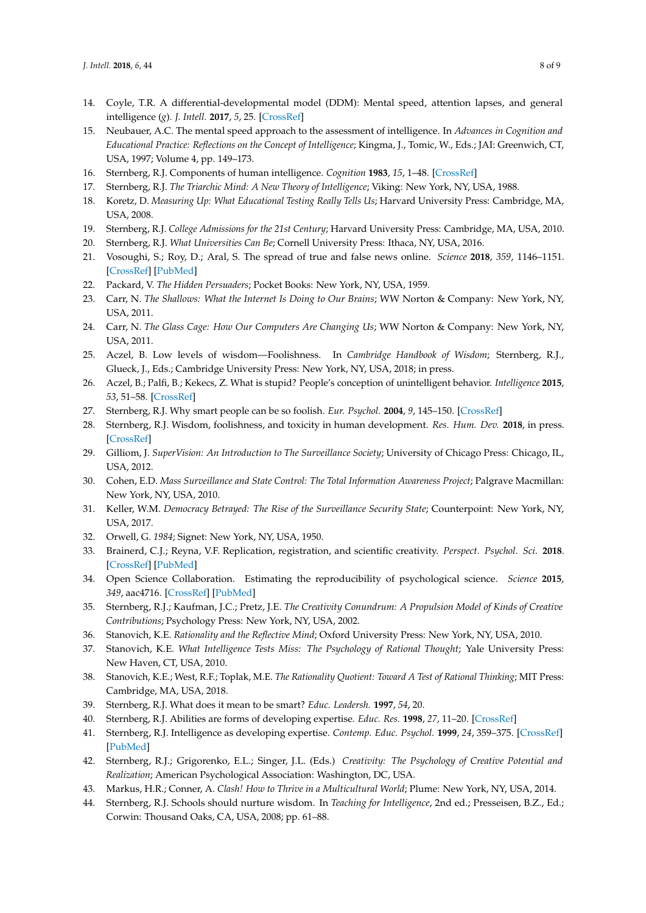14. Coyle, T.R. A differential-developmental model (DDM): Mental speed, attention lapses, and general intelligence (*g*). *J. Intell.* **2017**, *5*, 25. [CrossRef]
15. Neubauer, A.C. The mental speed approach to the assessment of intelligence. In *Advances in Cognition and Educational Practice: Reflections on the Concept of Intelligence*; Kingma, J., Tomic, W., Eds.; JAI: Greenwich, CT, USA, 1997; Volume 4, pp. 149–173.
16. Sternberg, R.J. Components of human intelligence. *Cognition* **1983**, *15*, 1–48. [CrossRef]
17. Sternberg, R.J. *The Triarchic Mind: A New Theory of Intelligence*; Viking: New York, NY, USA, 1988.
18. Koretz, D. *Measuring Up: What Educational Testing Really Tells Us*; Harvard University Press: Cambridge, MA, USA, 2008.
19. Sternberg, R.J. *College Admissions for the 21st Century*; Harvard University Press: Cambridge, MA, USA, 2010.
20. Sternberg, R.J. *What Universities Can Be*; Cornell University Press: Ithaca, NY, USA, 2016.
21. Vosoughi, S.; Roy, D.; Aral, S. The spread of true and false news online. *Science* **2018**, *359*, 1146–1151. [CrossRef] [PubMed]
22. Packard, V. *The Hidden Persuaders*; Pocket Books: New York, NY, USA, 1959.
23. Carr, N. *The Shallows: What the Internet Is Doing to Our Brains*; WW Norton & Company: New York, NY, USA, 2011.
24. Carr, N. *The Glass Cage: How Our Computers Are Changing Us*; WW Norton & Company: New York, NY, USA, 2011.
25. Aczel, B. Low levels of wisdom—Foolishness. In *Cambridge Handbook of Wisdom*; Sternberg, R.J., Glueck, J., Eds.; Cambridge University Press: New York, NY, USA, 2018; in press.
26. Aczel, B.; Palfi, B.; Kekecs, Z. What is stupid? People's conception of unintelligent behavior. *Intelligence* **2015**, *53*, 51–58. [CrossRef]
27. Sternberg, R.J. Why smart people can be so foolish. *Eur. Psychol.* **2004**, *9*, 145–150. [CrossRef]
28. Sternberg, R.J. Wisdom, foolishness, and toxicity in human development. *Res. Hum. Dev.* **2018**, in press. [CrossRef]
29. Gilliom, J. *SuperVision: An Introduction to The Surveillance Society*; University of Chicago Press: Chicago, IL, USA, 2012.
30. Cohen, E.D. *Mass Surveillance and State Control: The Total Information Awareness Project*; Palgrave Macmillan: New York, NY, USA, 2010.
31. Keller, W.M. *Democracy Betrayed: The Rise of the Surveillance Security State*; Counterpoint: New York, NY, USA, 2017.
32. Orwell, G. *1984*; Signet: New York, NY, USA, 1950.
33. Brainerd, C.J.; Reyna, V.F. Replication, registration, and scientific creativity. *Perspect. Psychol. Sci.* **2018**. [CrossRef] [PubMed]
34. Open Science Collaboration. Estimating the reproducibility of psychological science. *Science* **2015**, *349*, aac4716. [CrossRef] [PubMed]
35. Sternberg, R.J.; Kaufman, J.C.; Pretz, J.E. *The Creativity Conundrum: A Propulsion Model of Kinds of Creative Contributions*; Psychology Press: New York, NY, USA, 2002.
36. Stanovich, K.E. *Rationality and the Reflective Mind*; Oxford University Press: New York, NY, USA, 2010.
37. Stanovich, K.E. *What Intelligence Tests Miss: The Psychology of Rational Thought*; Yale University Press: New Haven, CT, USA, 2010.
38. Stanovich, K.E.; West, R.F.; Toplak, M.E. *The Rationality Quotient: Toward A Test of Rational Thinking*; MIT Press: Cambridge, MA, USA, 2018.
39. Sternberg, R.J. What does it mean to be smart? *Educ. Leadersh.* **1997**, *54*, 20.
40. Sternberg, R.J. Abilities are forms of developing expertise. *Educ. Res.* **1998**, *27*, 11–20. [CrossRef]
41. Sternberg, R.J. Intelligence as developing expertise. *Contemp. Educ. Psychol.* **1999**, *24*, 359–375. [CrossRef] [PubMed]
42. Sternberg, R.J.; Grigorenko, E.L.; Singer, J.L. (Eds.) *Creativity: The Psychology of Creative Potential and Realization*; American Psychological Association: Washington, DC, USA.
43. Markus, H.R.; Conner, A. *Clash! How to Thrive in a Multicultural World*; Plume: New York, NY, USA, 2014.
44. Sternberg, R.J. Schools should nurture wisdom. In *Teaching for Intelligence*, 2nd ed.; Presseisen, B.Z., Ed.; Corwin: Thousand Oaks, CA, USA, 2008; pp. 61–88.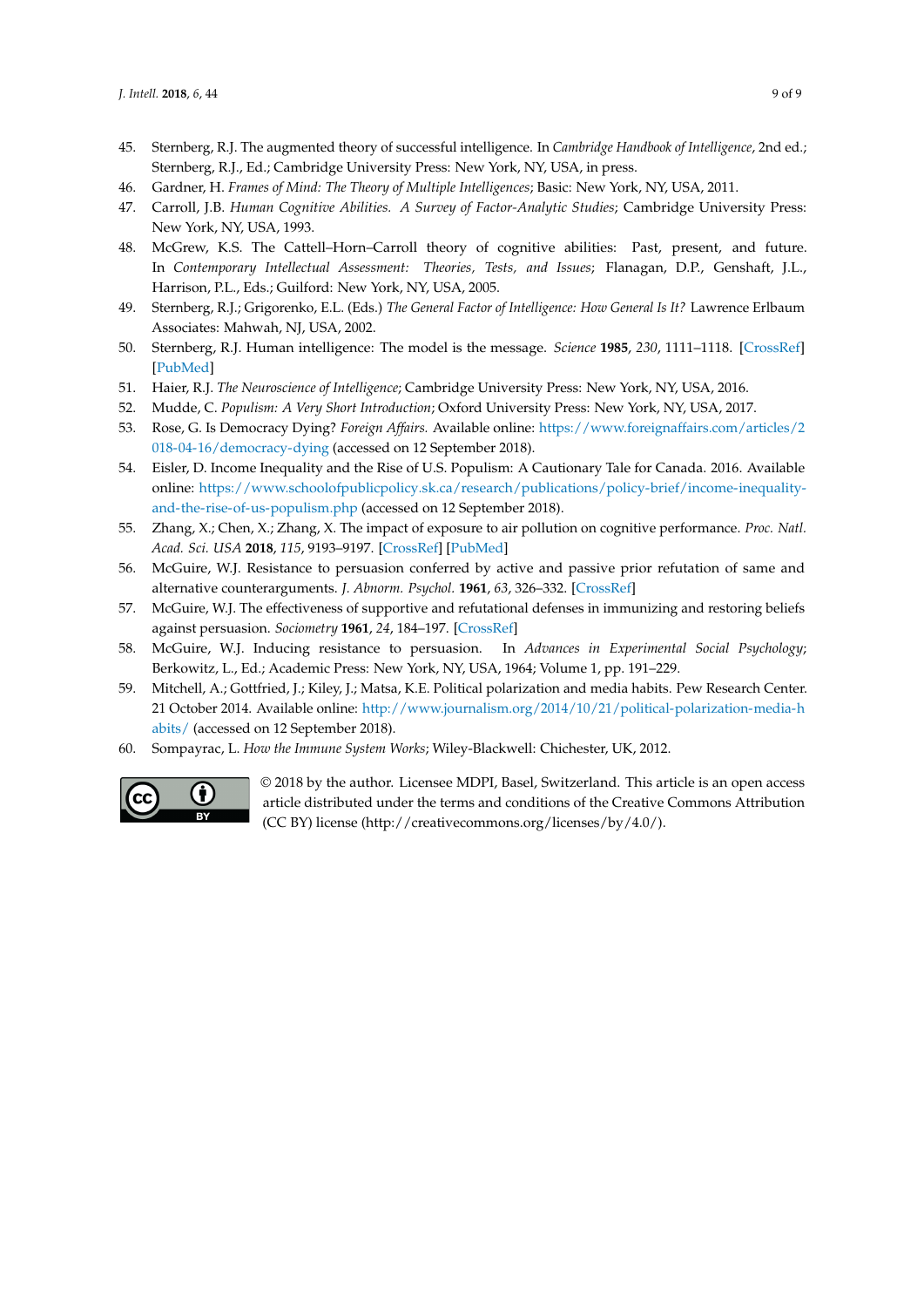45. Sternberg, R.J. The augmented theory of successful intelligence. In *Cambridge Handbook of Intelligence*, 2nd ed.; Sternberg, R.J., Ed.; Cambridge University Press: New York, NY, USA, in press.
46. Gardner, H. *Frames of Mind: The Theory of Multiple Intelligences*; Basic: New York, NY, USA, 2011.
47. Carroll, J.B. *Human Cognitive Abilities. A Survey of Factor-Analytic Studies*; Cambridge University Press: New York, NY, USA, 1993.
48. McGrew, K.S. The Cattell–Horn–Carroll theory of cognitive abilities: Past, present, and future. In *Contemporary Intellectual Assessment: Theories, Tests, and Issues*; Flanagan, D.P., Genshaft, J.L., Harrison, P.L., Eds.; Guilford: New York, NY, USA, 2005.
49. Sternberg, R.J.; Grigorenko, E.L. (Eds.) *The General Factor of Intelligence: How General Is It?* Lawrence Erlbaum Associates: Mahwah, NJ, USA, 2002.
50. Sternberg, R.J. Human intelligence: The model is the message. *Science* **1985**, *230*, 1111–1118. [CrossRef] [PubMed]
51. Haier, R.J. *The Neuroscience of Intelligence*; Cambridge University Press: New York, NY, USA, 2016.
52. Mudde, C. *Populism: A Very Short Introduction*; Oxford University Press: New York, NY, USA, 2017.
53. Rose, G. Is Democracy Dying? *Foreign Affairs.* Available online: https://www.foreignaffairs.com/articles/2018-04-16/democracy-dying (accessed on 12 September 2018).
54. Eisler, D. Income Inequality and the Rise of U.S. Populism: A Cautionary Tale for Canada. 2016. Available online: https://www.schoolofpublicpolicy.sk.ca/research/publications/policy-brief/income-inequality-and-the-rise-of-us-populism.php (accessed on 12 September 2018).
55. Zhang, X.; Chen, X.; Zhang, X. The impact of exposure to air pollution on cognitive performance. *Proc. Natl. Acad. Sci. USA* **2018**, *115*, 9193–9197. [CrossRef] [PubMed]
56. McGuire, W.J. Resistance to persuasion conferred by active and passive prior refutation of same and alternative counterarguments. *J. Abnorm. Psychol.* **1961**, *63*, 326–332. [CrossRef]
57. McGuire, W.J. The effectiveness of supportive and refutational defenses in immunizing and restoring beliefs against persuasion. *Sociometry* **1961**, *24*, 184–197. [CrossRef]
58. McGuire, W.J. Inducing resistance to persuasion. In *Advances in Experimental Social Psychology*; Berkowitz, L., Ed.; Academic Press: New York, NY, USA, 1964; Volume 1, pp. 191–229.
59. Mitchell, A.; Gottfried, J.; Kiley, J.; Matsa, K.E. Political polarization and media habits. Pew Research Center. 21 October 2014. Available online: http://www.journalism.org/2014/10/21/political-polarization-media-habits/ (accessed on 12 September 2018).
60. Sompayrac, L. *How the Immune System Works*; Wiley-Blackwell: Chichester, UK, 2012.

© 2018 by the author. Licensee MDPI, Basel, Switzerland. This article is an open access article distributed under the terms and conditions of the Creative Commons Attribution (CC BY) license (http://creativecommons.org/licenses/by/4.0/).